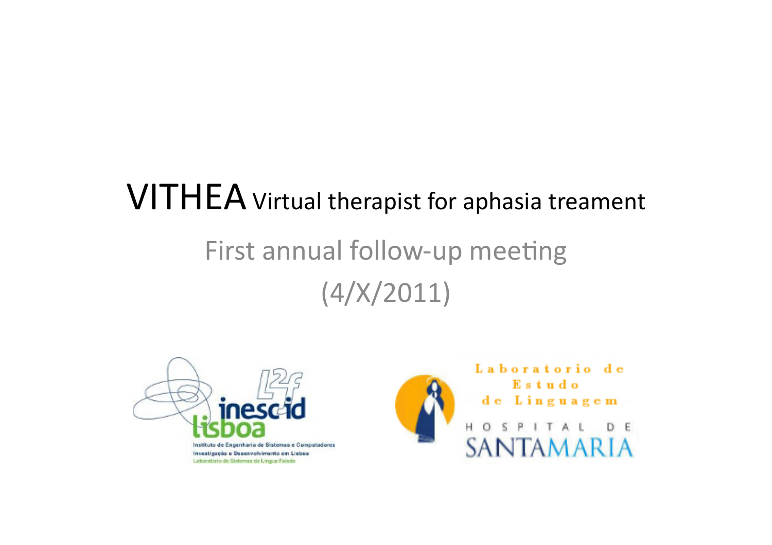# VITHEA Virtual therapist for aphasia treament

## First annual follow-up meeting

## (4/X/2011)

Instituto de Engenharia de Sistemas e Computadores Investigação e Desenvolvimento em Lisboa

Laboratório de Sistemas de Língua Falada

Laboratorio de Estudo de Linguagem

HOSPITAL DE SANTA MARIA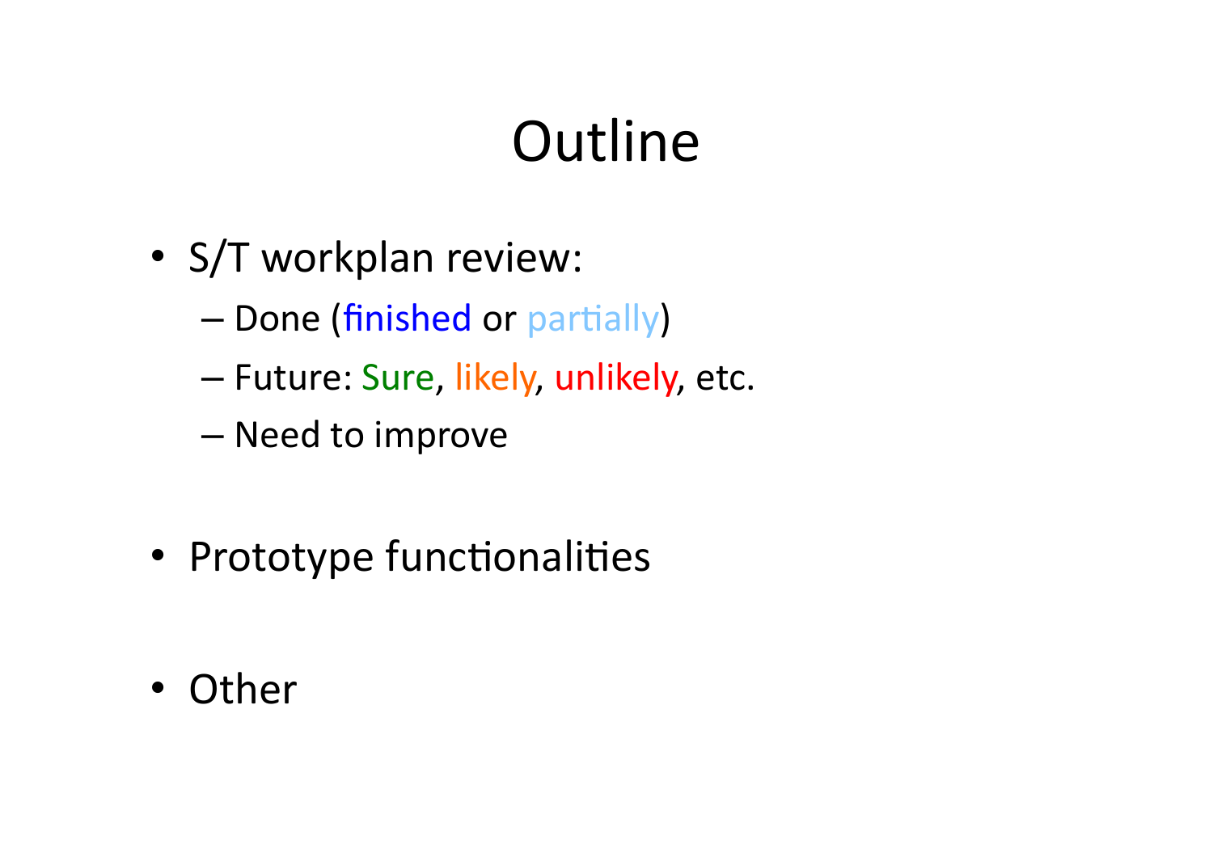# Outline

- S/T workplan review:
  - Done (finished or partially)
  - Future: Sure, likely, unlikely, etc.
  - Need to improve
- Prototype functionalities
- Other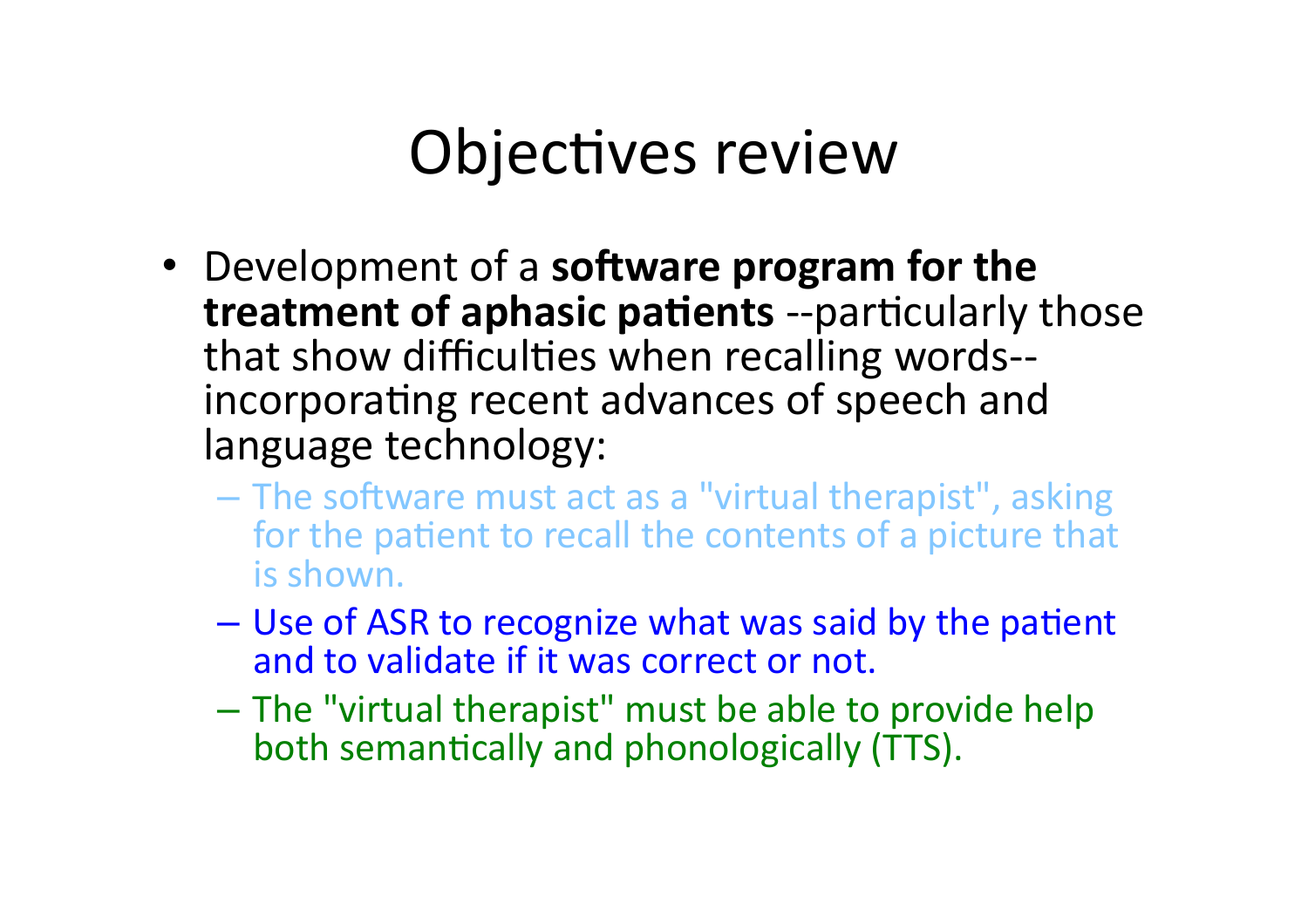# Objectives review

- Development of a **software program for the treatment of aphasic patients** --particularly those that show difficulties when recalling words-- incorporating recent advances of speech and language technology:
  - The software must act as a "virtual therapist", asking for the patient to recall the contents of a picture that is shown.
  - Use of ASR to recognize what was said by the patient and to validate if it was correct or not.
  - The "virtual therapist" must be able to provide help both semantically and phonologically (TTS).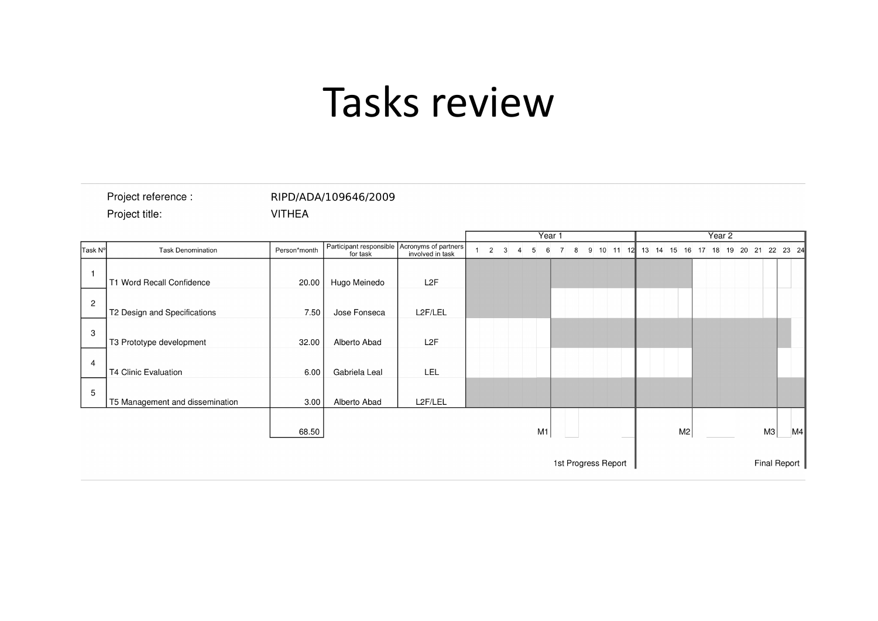# Tasks review

Project reference : RIPD/ADA/109646/2009

Project title: VITHEA

| Task Nº | Task Denomination | Person*month | Participant responsible for task | Acronyms of partners involved in task |
|---|---|---|---|---|
| 1 | T1 Word Recall Confidence | 20.00 | Hugo Meinedo | L2F |
| 2 | T2 Design and Specifications | 7.50 | Jose Fonseca | L2F/LEL |
| 3 | T3 Prototype development | 32.00 | Alberto Abad | L2F |
| 4 | T4 Clinic Evaluation | 6.00 | Gabriela Leal | LEL |
| 5 | T5 Management and dissemination | 3.00 | Alberto Abad | L2F/LEL |
| | | 68.50 | | |

Year 1: months 1–12; Year 2: months 13–24

Milestones: M1 (month 6), M2 (month 16), M3 (month 22), M4 (month 24)

1st Progress Report (end of Year 1); Final Report (end of Year 2)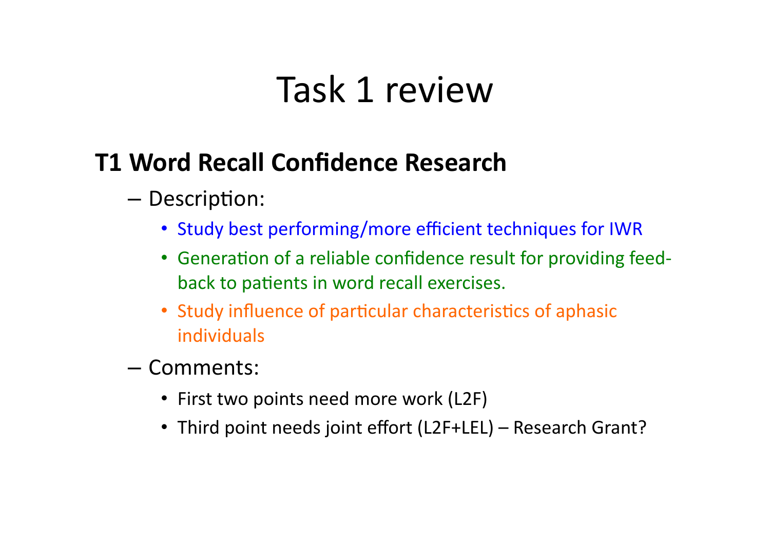# Task 1 review

## T1 Word Recall Confidence Research

- Description:
  - Study best performing/more efficient techniques for IWR
  - Generation of a reliable confidence result for providing feed-back to patients in word recall exercises.
  - Study influence of particular characteristics of aphasic individuals
- Comments:
  - First two points need more work (L2F)
  - Third point needs joint effort (L2F+LEL) – Research Grant?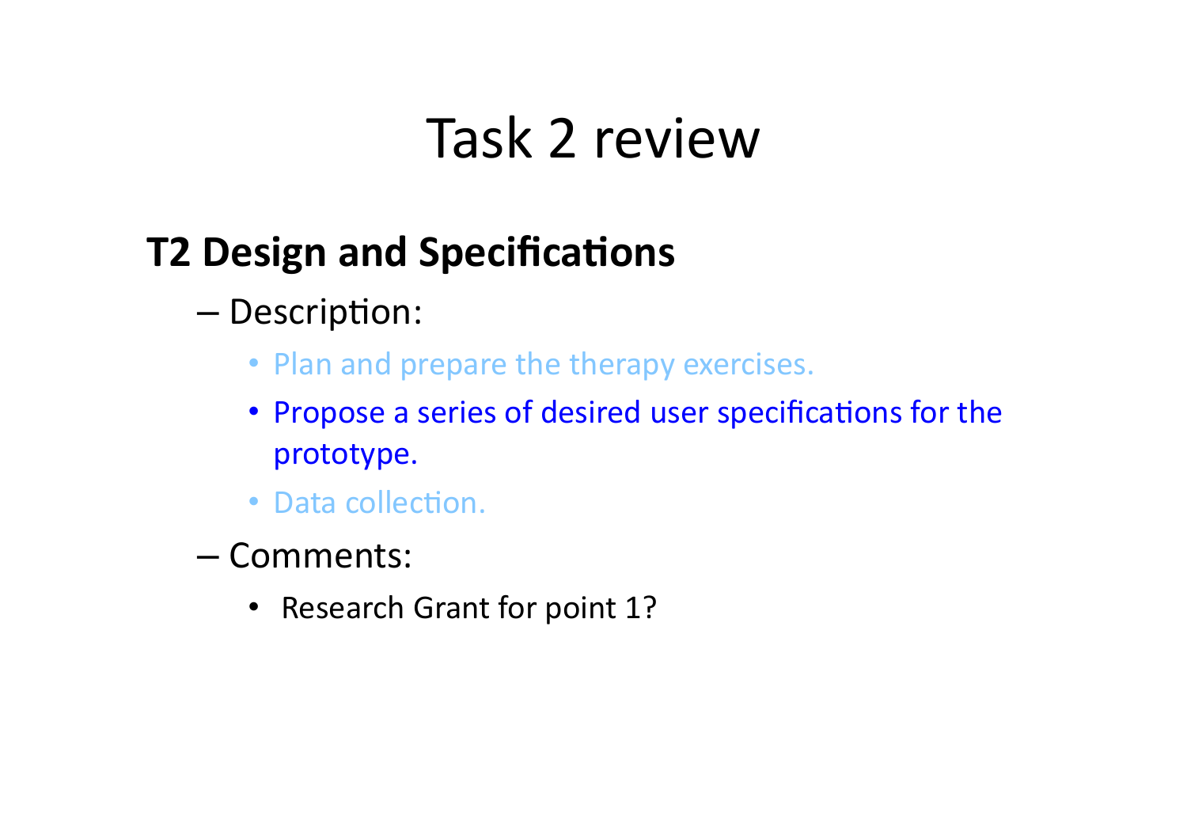# Task 2 review

## T2 Design and Specifications

- Description:
  - Plan and prepare the therapy exercises.
  - Propose a series of desired user specifications for the prototype.
  - Data collection.
- Comments:
  - Research Grant for point 1?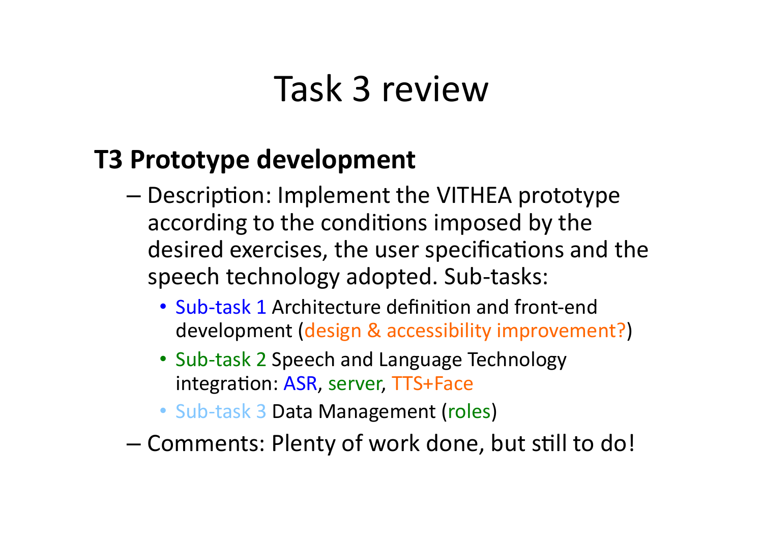# Task 3 review

**T3 Prototype development**

- Description: Implement the VITHEA prototype according to the conditions imposed by the desired exercises, the user specifications and the speech technology adopted. Sub-tasks:
  - Sub-task 1 Architecture definition and front-end development (design & accessibility improvement?)
  - Sub-task 2 Speech and Language Technology integration: ASR, server, TTS+Face
  - Sub-task 3 Data Management (roles)
- Comments: Plenty of work done, but still to do!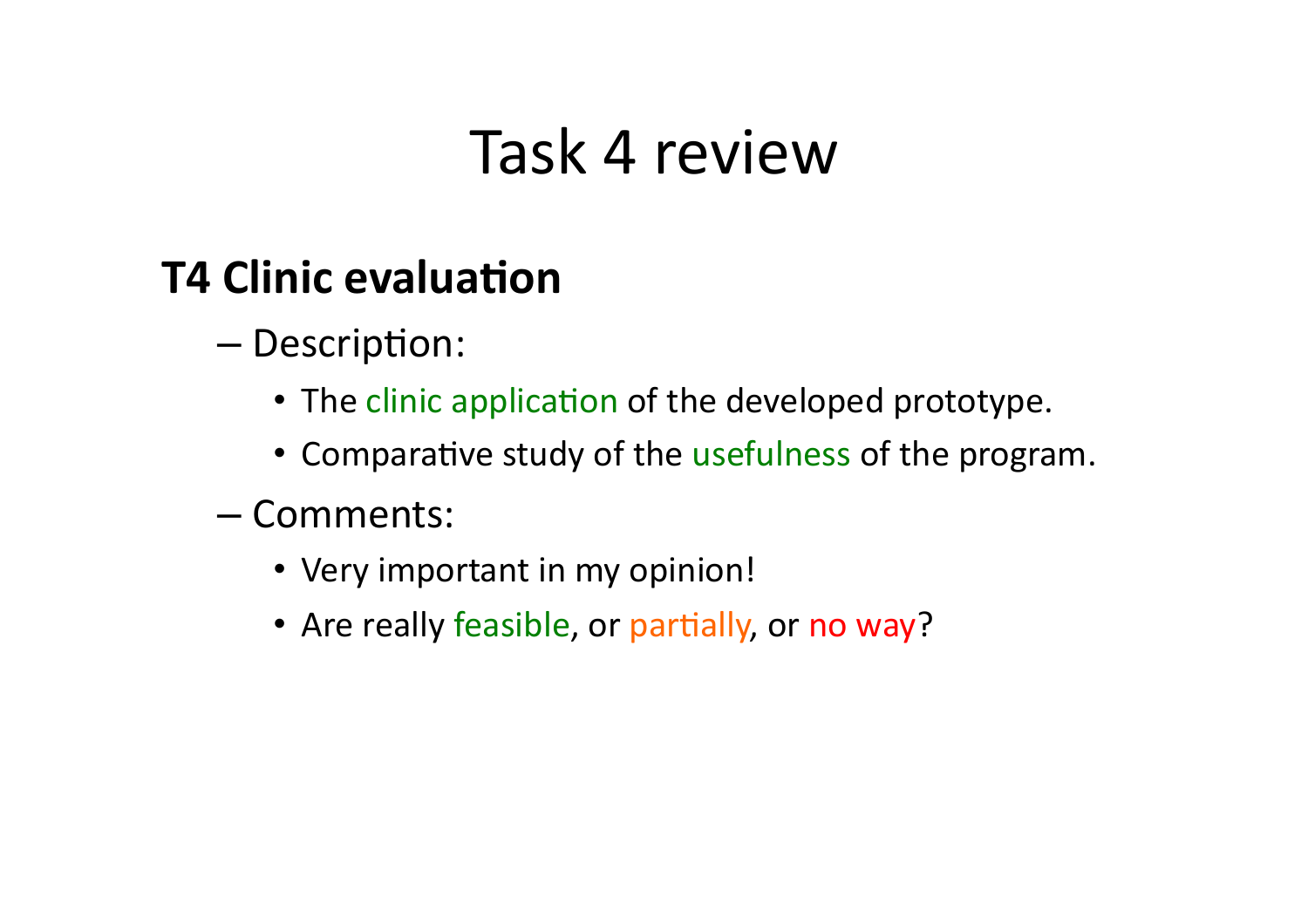# Task 4 review

**T4 Clinic evaluation**

- Description:
  - The clinic application of the developed prototype.
  - Comparative study of the usefulness of the program.
- Comments:
  - Very important in my opinion!
  - Are really feasible, or partially, or no way?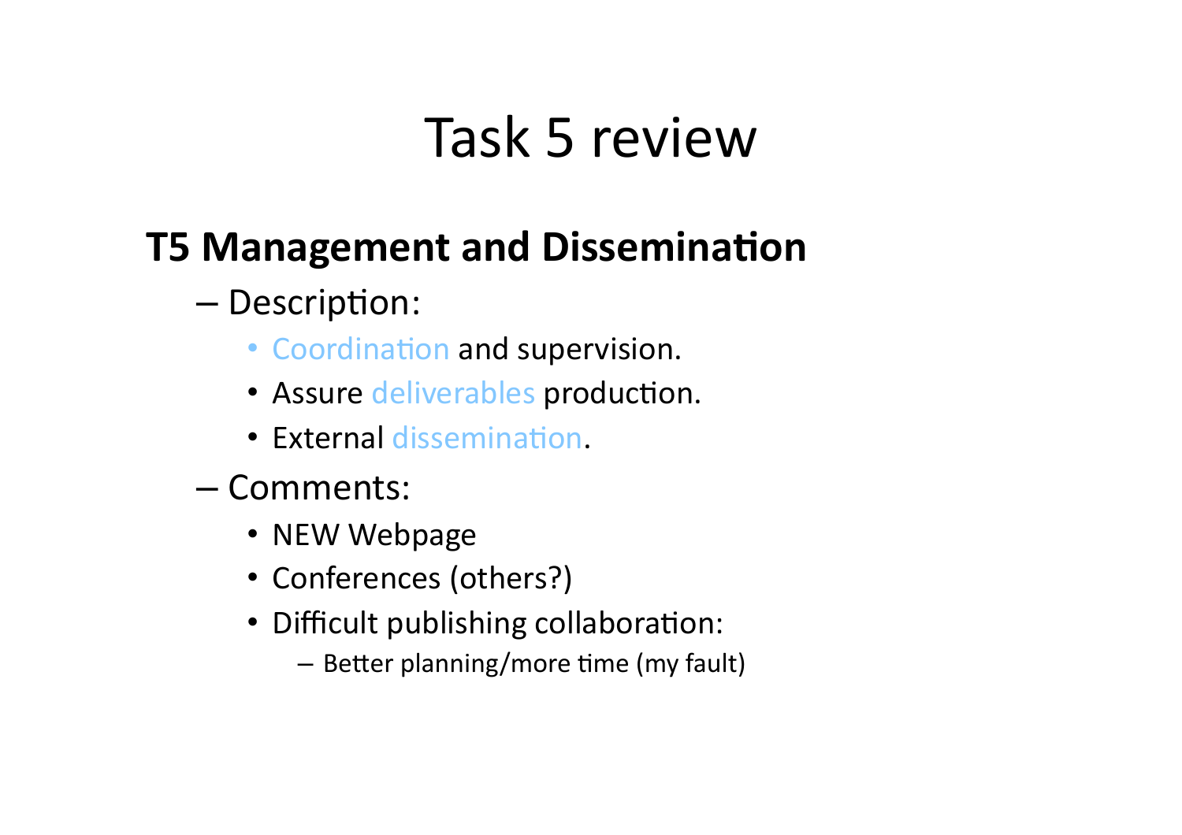# Task 5 review

**T5 Management and Dissemination**

- Description:
  - Coordination and supervision.
  - Assure deliverables production.
  - External dissemination.
- Comments:
  - NEW Webpage
  - Conferences (others?)
  - Difficult publishing collaboration:
    - Better planning/more time (my fault)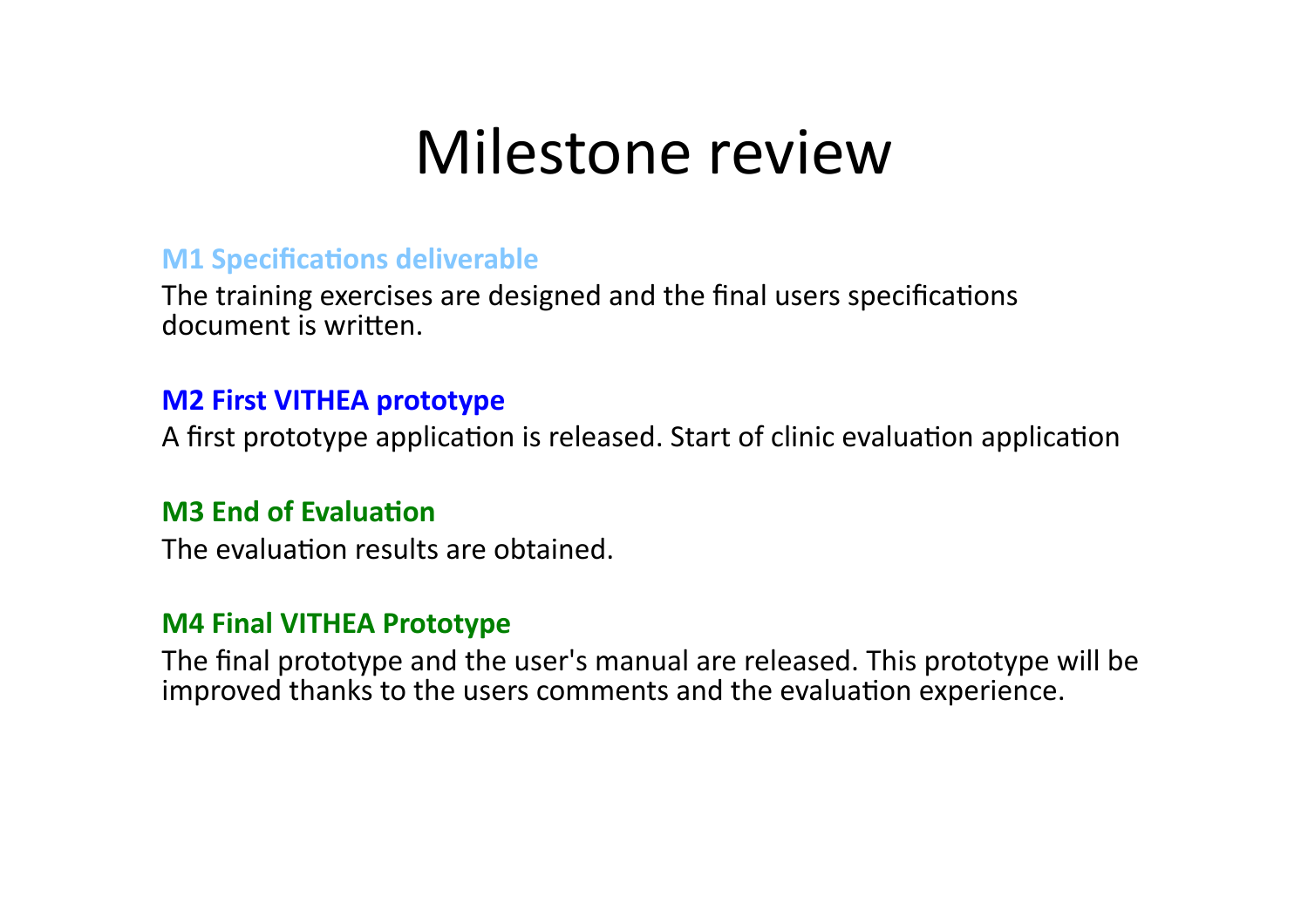# Milestone review

**M1 Specifications deliverable**

The training exercises are designed and the final users specifications document is written.

**M2 First VITHEA prototype**

A first prototype application is released. Start of clinic evaluation application

**M3 End of Evaluation**

The evaluation results are obtained.

**M4 Final VITHEA Prototype**

The final prototype and the user's manual are released. This prototype will be improved thanks to the users comments and the evaluation experience.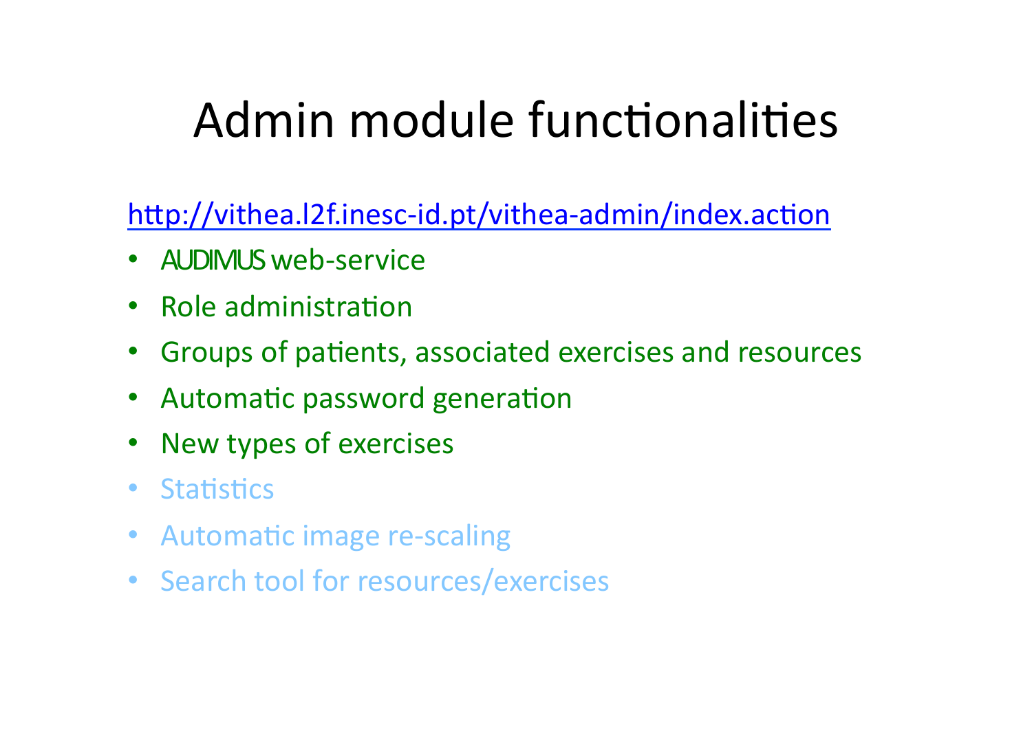# Admin module functionalities

[http://vithea.l2f.inesc-id.pt/vithea-admin/index.action](http://vithea.l2f.inesc-id.pt/vithea-admin/index.action)

- AUDIMUS web-service
- Role administration
- Groups of patients, associated exercises and resources
- Automatic password generation
- New types of exercises
- Statistics
- Automatic image re-scaling
- Search tool for resources/exercises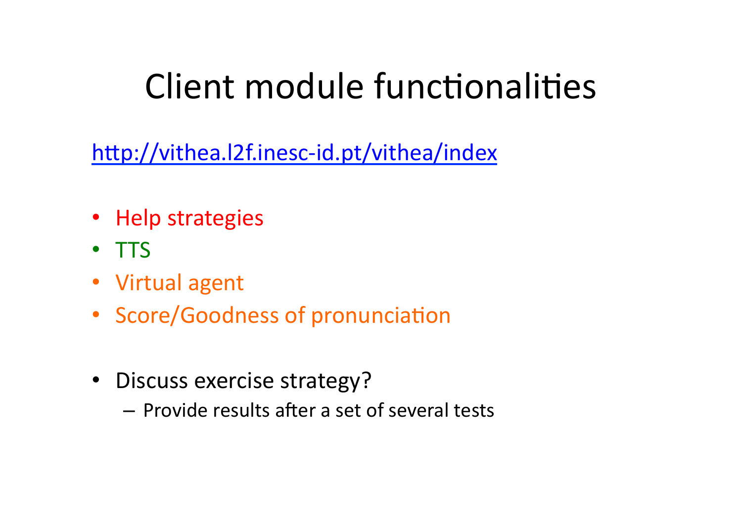# Client module functionalities

http://vithea.l2f.inesc-id.pt/vithea/index

- Help strategies
- TTS
- Virtual agent
- Score/Goodness of pronunciation

- Discuss exercise strategy?
  - Provide results after a set of several tests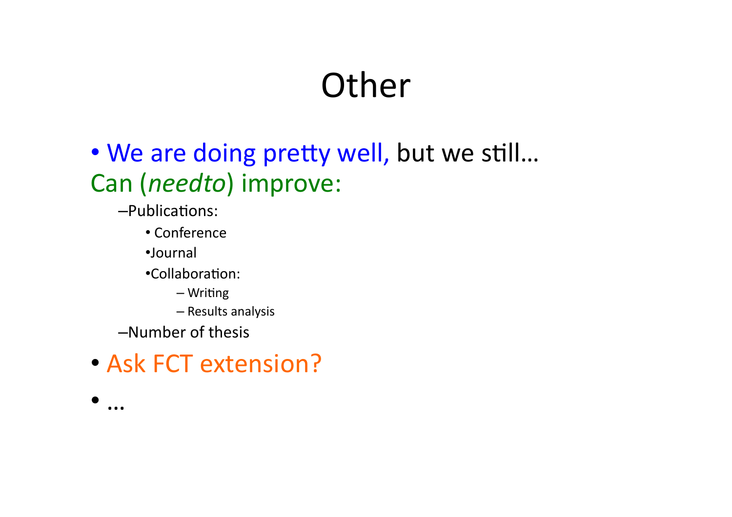# Other

- We are doing pretty well, but we still… Can (*needto*) improve:
  - Publications:
    - Conference
    - Journal
    - Collaboration:
      - Writing
      - Results analysis
  - Number of thesis
- Ask FCT extension?
- …